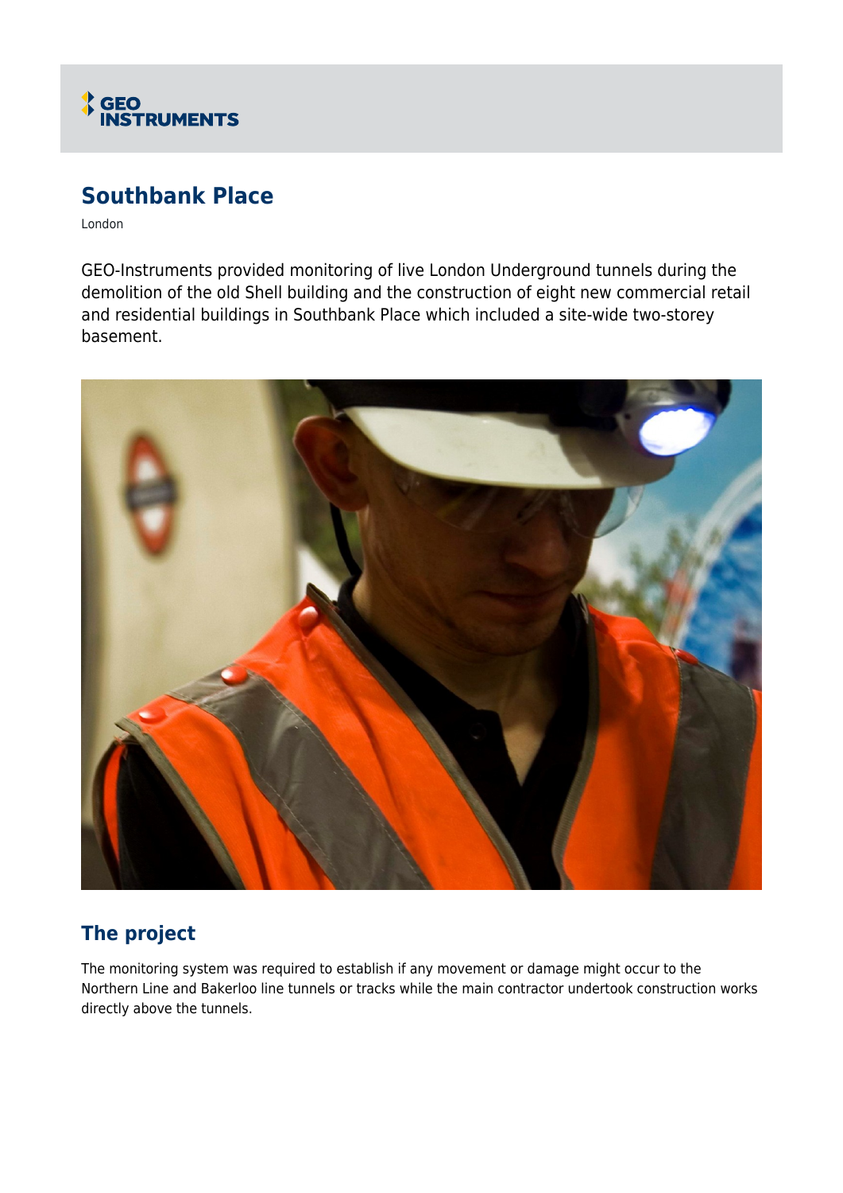GEO INSTRUMENTS

# Southbank Place

London

GEO-Instruments provided monitoring of live London Underground tunnels during the demolition of the old Shell building and the construction of eight new commercial retail and residential buildings in Southbank Place which included a site-wide two-storey basement.

## The project

The monitoring system was required to establish if any movement or damage might occur to the Northern Line and Bakerloo line tunnels or tracks while the main contractor undertook construction works directly above the tunnels.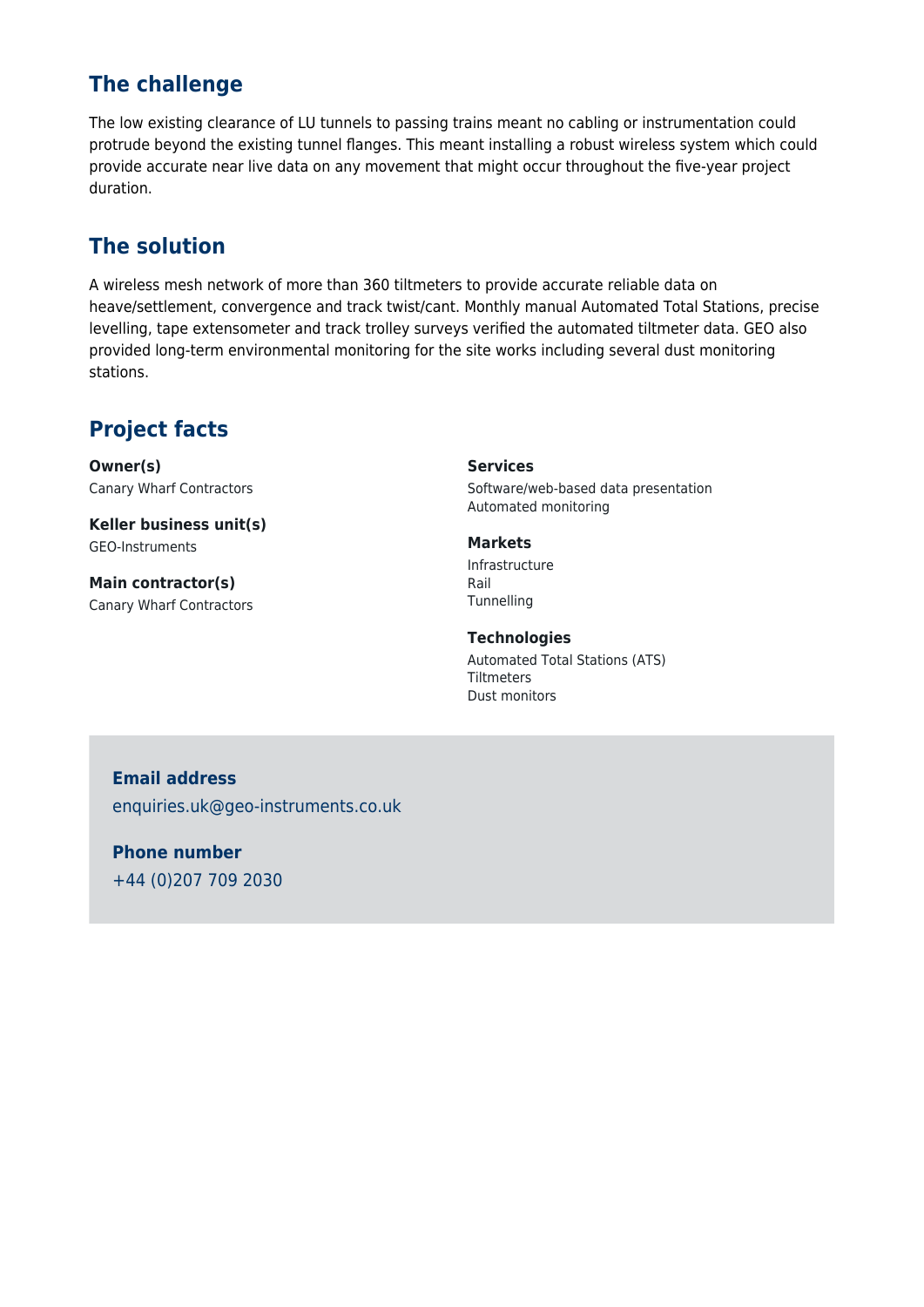## The challenge

The low existing clearance of LU tunnels to passing trains meant no cabling or instrumentation could protrude beyond the existing tunnel flanges. This meant installing a robust wireless system which could provide accurate near live data on any movement that might occur throughout the five-year project duration.

## The solution

A wireless mesh network of more than 360 tiltmeters to provide accurate reliable data on heave/settlement, convergence and track twist/cant. Monthly manual Automated Total Stations, precise levelling, tape extensometer and track trolley surveys verified the automated tiltmeter data. GEO also provided long-term environmental monitoring for the site works including several dust monitoring stations.

## Project facts

**Owner(s)**
Canary Wharf Contractors

**Keller business unit(s)**
GEO-Instruments

**Main contractor(s)**
Canary Wharf Contractors

**Services**
Software/web-based data presentation
Automated monitoring

**Markets**
Infrastructure
Rail
Tunnelling

**Technologies**
Automated Total Stations (ATS)
Tiltmeters
Dust monitors

**Email address**
enquiries.uk@geo-instruments.co.uk

**Phone number**
+44 (0)207 709 2030